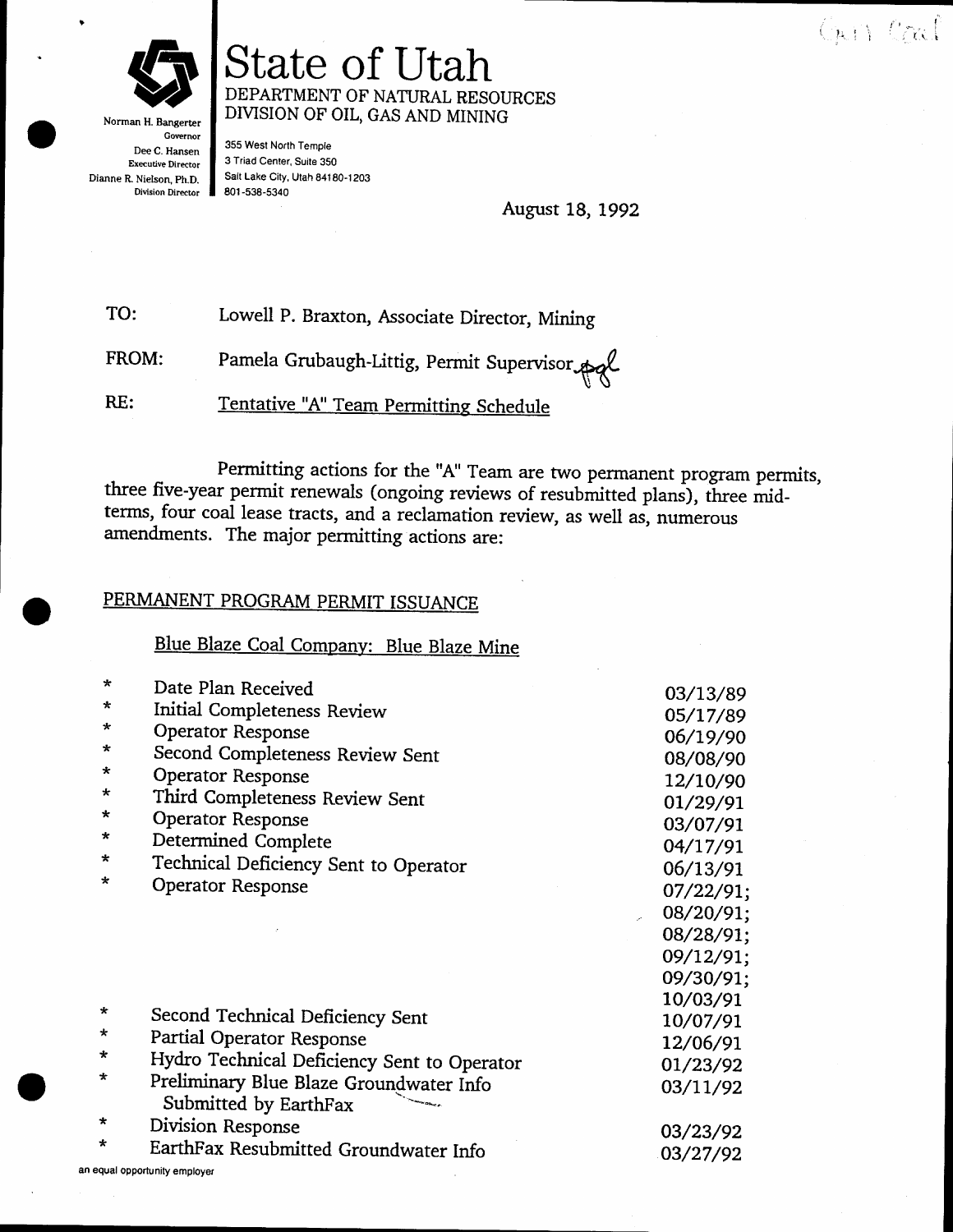# State of Utah

DEPARTMENT OF NATURAL RESOURCES
DIVISION OF OIL, GAS AND MINING

Norman H. Bangerter, Governor
Dee C. Hansen, Executive Director
Dianne R. Nielson, Ph.D., Division Director

355 West North Temple
3 Triad Center, Suite 350
Salt Lake City, Utah 84180-1203
801-538-5340

Gen Coal

August 18, 1992

TO: Lowell P. Braxton, Associate Director, Mining

FROM: Pamela Grubaugh-Littig, Permit Supervisor

RE: Tentative "A" Team Permitting Schedule

Permitting actions for the "A" Team are two permanent program permits, three five-year permit renewals (ongoing reviews of resubmitted plans), three mid-terms, four coal lease tracts, and a reclamation review, as well as, numerous amendments. The major permitting actions are:

## PERMANENT PROGRAM PERMIT ISSUANCE

### Blue Blaze Coal Company: Blue Blaze Mine

| | | |
|---|---|---|
| * | Date Plan Received | 03/13/89 |
| * | Initial Completeness Review | 05/17/89 |
| * | Operator Response | 06/19/90 |
| * | Second Completeness Review Sent | 08/08/90 |
| * | Operator Response | 12/10/90 |
| * | Third Completeness Review Sent | 01/29/91 |
| * | Operator Response | 03/07/91 |
| * | Determined Complete | 04/17/91 |
| * | Technical Deficiency Sent to Operator | 06/13/91 |
| * | Operator Response | 07/22/91; 08/20/91; 08/28/91; 09/12/91; 09/30/91; 10/03/91 |
| * | Second Technical Deficiency Sent | 10/07/91 |
| * | Partial Operator Response | 12/06/91 |
| * | Hydro Technical Deficiency Sent to Operator | 01/23/92 |
| * | Preliminary Blue Blaze Groundwater Info Submitted by EarthFax | 03/11/92 |
| * | Division Response | 03/23/92 |
| * | EarthFax Resubmitted Groundwater Info | 03/27/92 |

an equal opportunity employer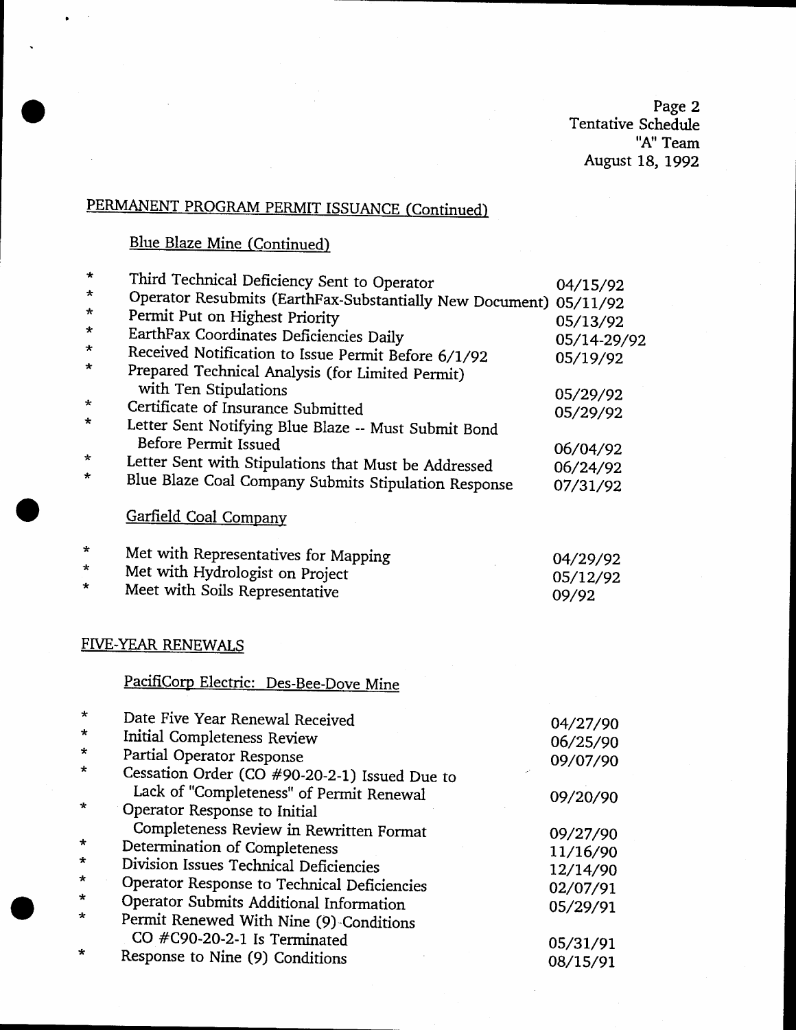Page 2
Tentative Schedule
"A" Team
August 18, 1992

## PERMANENT PROGRAM PERMIT ISSUANCE (Continued)

### Blue Blaze Mine (Continued)

| | | |
|---|---|---|
| * | Third Technical Deficiency Sent to Operator | 04/15/92 |
| * | Operator Resubmits (EarthFax-Substantially New Document) | 05/11/92 |
| * | Permit Put on Highest Priority | 05/13/92 |
| * | EarthFax Coordinates Deficiencies Daily | 05/14-29/92 |
| * | Received Notification to Issue Permit Before 6/1/92 | 05/19/92 |
| * | Prepared Technical Analysis (for Limited Permit) with Ten Stipulations | 05/29/92 |
| * | Certificate of Insurance Submitted | 05/29/92 |
| * | Letter Sent Notifying Blue Blaze -- Must Submit Bond Before Permit Issued | 06/04/92 |
| * | Letter Sent with Stipulations that Must be Addressed | 06/24/92 |
| * | Blue Blaze Coal Company Submits Stipulation Response | 07/31/92 |

### Garfield Coal Company

| | | |
|---|---|---|
| * | Met with Representatives for Mapping | 04/29/92 |
| * | Met with Hydrologist on Project | 05/12/92 |
| * | Meet with Soils Representative | 09/92 |

## FIVE-YEAR RENEWALS

### PacifiCorp Electric: Des-Bee-Dove Mine

| | | |
|---|---|---|
| * | Date Five Year Renewal Received | 04/27/90 |
| * | Initial Completeness Review | 06/25/90 |
| * | Partial Operator Response | 09/07/90 |
| * | Cessation Order (CO #90-20-2-1) Issued Due to Lack of "Completeness" of Permit Renewal | 09/20/90 |
| * | Operator Response to Initial Completeness Review in Rewritten Format | 09/27/90 |
| * | Determination of Completeness | 11/16/90 |
| * | Division Issues Technical Deficiencies | 12/14/90 |
| * | Operator Response to Technical Deficiencies | 02/07/91 |
| * | Operator Submits Additional Information | 05/29/91 |
| * | Permit Renewed With Nine (9) Conditions CO #C90-20-2-1 Is Terminated | 05/31/91 |
| * | Response to Nine (9) Conditions | 08/15/91 |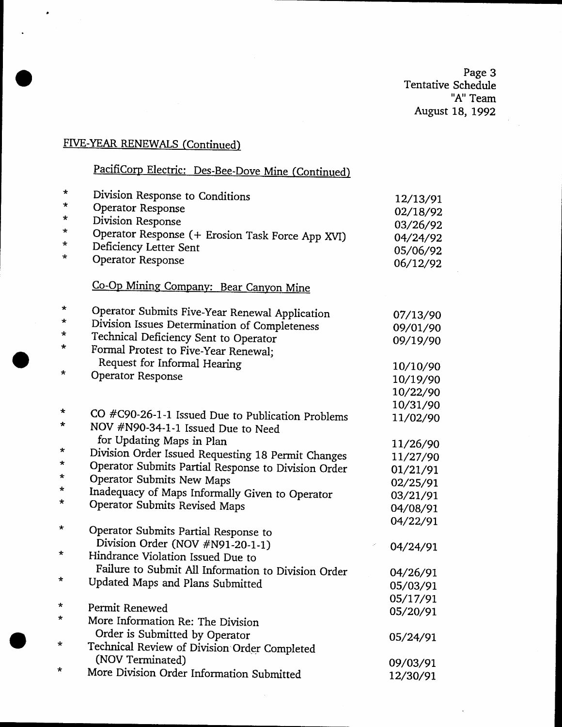Page 3
Tentative Schedule
"A" Team
August 18, 1992

## FIVE-YEAR RENEWALS (Continued)

### PacifiCorp Electric: Des-Bee-Dove Mine (Continued)

| | Event | Date |
|---|---|---|
| * | Division Response to Conditions | 12/13/91 |
| * | Operator Response | 02/18/92 |
| * | Division Response | 03/26/92 |
| * | Operator Response (+ Erosion Task Force App XVI) | 04/24/92 |
| * | Deficiency Letter Sent | 05/06/92 |
| * | Operator Response | 06/12/92 |

### Co-Op Mining Company: Bear Canyon Mine

| | Event | Date |
|---|---|---|
| * | Operator Submits Five-Year Renewal Application | 07/13/90 |
| * | Division Issues Determination of Completeness | 09/01/90 |
| * | Technical Deficiency Sent to Operator | 09/19/90 |
| * | Formal Protest to Five-Year Renewal; Request for Informal Hearing | 10/10/90 |
| * | Operator Response | 10/19/90 |
| | | 10/22/90 |
| | | 10/31/90 |
| * | CO #C90-26-1-1 Issued Due to Publication Problems | 11/02/90 |
| * | NOV #N90-34-1-1 Issued Due to Need for Updating Maps in Plan | 11/26/90 |
| * | Division Order Issued Requesting 18 Permit Changes | 11/27/90 |
| * | Operator Submits Partial Response to Division Order | 01/21/91 |
| * | Operator Submits New Maps | 02/25/91 |
| * | Inadequacy of Maps Informally Given to Operator | 03/21/91 |
| * | Operator Submits Revised Maps | 04/08/91 |
| | | 04/22/91 |
| * | Operator Submits Partial Response to Division Order (NOV #N91-20-1-1) | 04/24/91 |
| * | Hindrance Violation Issued Due to Failure to Submit All Information to Division Order | 04/26/91 |
| * | Updated Maps and Plans Submitted | 05/03/91 |
| | | 05/17/91 |
| * | Permit Renewed | 05/20/91 |
| * | More Information Re: The Division Order is Submitted by Operator | 05/24/91 |
| * | Technical Review of Division Order Completed (NOV Terminated) | 09/03/91 |
| * | More Division Order Information Submitted | 12/30/91 |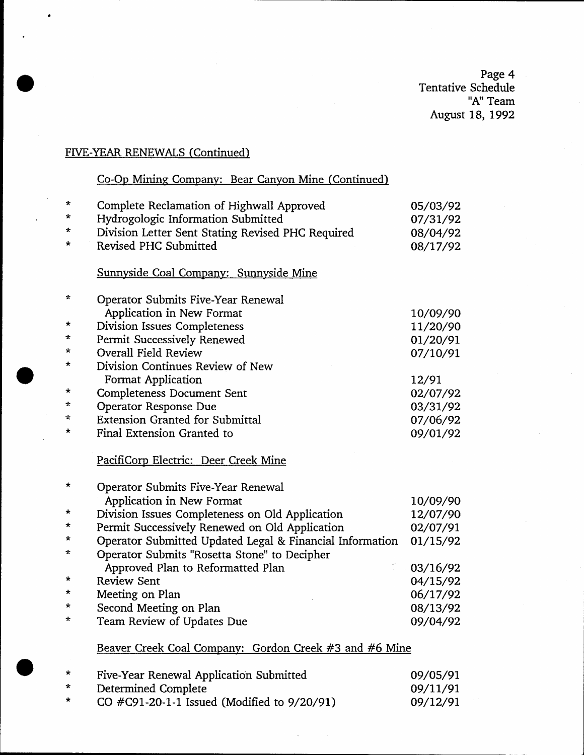## FIVE-YEAR RENEWALS (Continued)

### Co-Op Mining Company: Bear Canyon Mine (Continued)

| | | |
|---|---|---|
| * | Complete Reclamation of Highwall Approved | 05/03/92 |
| * | Hydrogologic Information Submitted | 07/31/92 |
| * | Division Letter Sent Stating Revised PHC Required | 08/04/92 |
| * | Revised PHC Submitted | 08/17/92 |

### Sunnyside Coal Company: Sunnyside Mine

| | | |
|---|---|---|
| * | Operator Submits Five-Year Renewal Application in New Format | 10/09/90 |
| * | Division Issues Completeness | 11/20/90 |
| * | Permit Successively Renewed | 01/20/91 |
| * | Overall Field Review | 07/10/91 |
| * | Division Continues Review of New Format Application | 12/91 |
| * | Completeness Document Sent | 02/07/92 |
| * | Operator Response Due | 03/31/92 |
| * | Extension Granted for Submittal | 07/06/92 |
| * | Final Extension Granted to | 09/01/92 |

### PacifiCorp Electric: Deer Creek Mine

| | | |
|---|---|---|
| * | Operator Submits Five-Year Renewal Application in New Format | 10/09/90 |
| * | Division Issues Completeness on Old Application | 12/07/90 |
| * | Permit Successively Renewed on Old Application | 02/07/91 |
| * | Operator Submitted Updated Legal & Financial Information | 01/15/92 |
| * | Operator Submits "Rosetta Stone" to Decipher Approved Plan to Reformatted Plan | 03/16/92 |
| * | Review Sent | 04/15/92 |
| * | Meeting on Plan | 06/17/92 |
| * | Second Meeting on Plan | 08/13/92 |
| * | Team Review of Updates Due | 09/04/92 |

### Beaver Creek Coal Company: Gordon Creek #3 and #6 Mine

| | | |
|---|---|---|
| * | Five-Year Renewal Application Submitted | 09/05/91 |
| * | Determined Complete | 09/11/91 |
| * | CO #C91-20-1-1 Issued (Modified to 9/20/91) | 09/12/91 |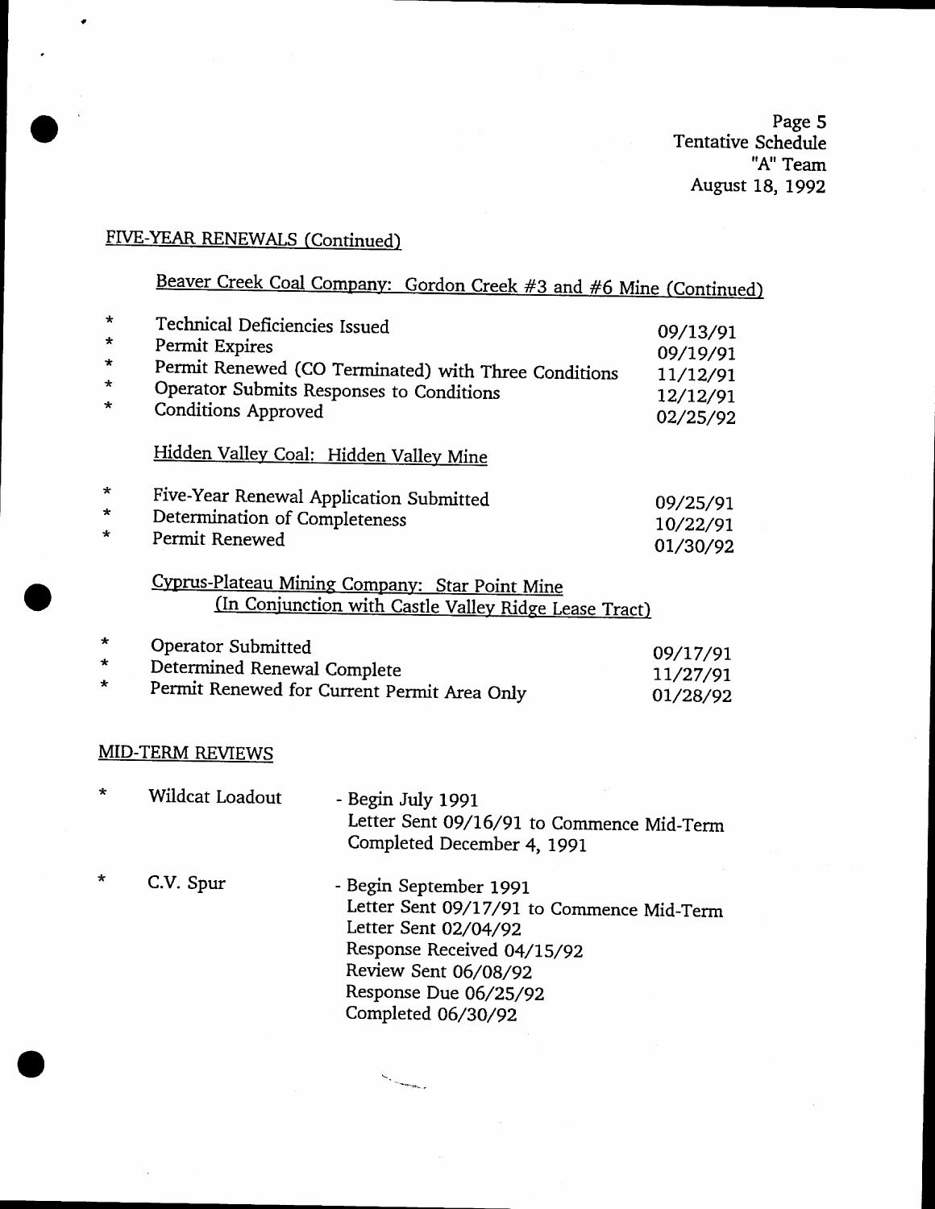Page 5
Tentative Schedule
"A" Team
August 18, 1992

## FIVE-YEAR RENEWALS (Continued)

### Beaver Creek Coal Company: Gordon Creek #3 and #6 Mine (Continued)

| | | |
|---|---|---|
| * | Technical Deficiencies Issued | 09/13/91 |
| * | Permit Expires | 09/19/91 |
| * | Permit Renewed (CO Terminated) with Three Conditions | 11/12/91 |
| * | Operator Submits Responses to Conditions | 12/12/91 |
| * | Conditions Approved | 02/25/92 |

### Hidden Valley Coal: Hidden Valley Mine

| | | |
|---|---|---|
| * | Five-Year Renewal Application Submitted | 09/25/91 |
| * | Determination of Completeness | 10/22/91 |
| * | Permit Renewed | 01/30/92 |

### Cyprus-Plateau Mining Company: Star Point Mine (In Conjunction with Castle Valley Ridge Lease Tract)

| | | |
|---|---|---|
| * | Operator Submitted | 09/17/91 |
| * | Determined Renewal Complete | 11/27/91 |
| * | Permit Renewed for Current Permit Area Only | 01/28/92 |

## MID-TERM REVIEWS

\* Wildcat Loadout - Begin July 1991
Letter Sent 09/16/91 to Commence Mid-Term
Completed December 4, 1991

\* C.V. Spur - Begin September 1991
Letter Sent 09/17/91 to Commence Mid-Term
Letter Sent 02/04/92
Response Received 04/15/92
Review Sent 06/08/92
Response Due 06/25/92
Completed 06/30/92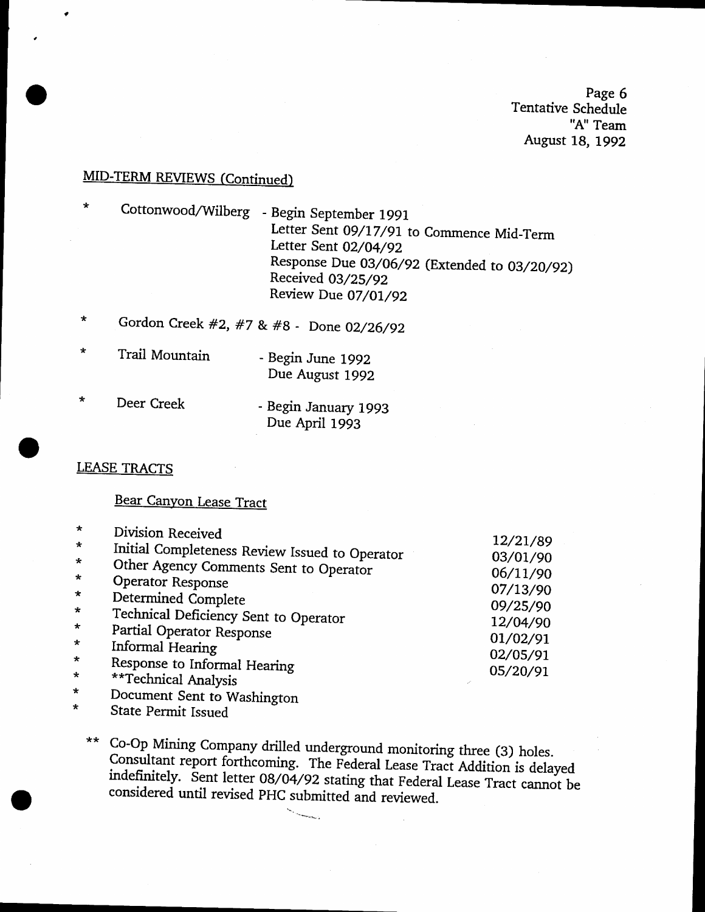Page 6
Tentative Schedule
"A" Team
August 18, 1992

## MID-TERM REVIEWS (Continued)

* Cottonwood/Wilberg - Begin September 1991
  Letter Sent 09/17/91 to Commence Mid-Term
  Letter Sent 02/04/92
  Response Due 03/06/92 (Extended to 03/20/92)
  Received 03/25/92
  Review Due 07/01/92

* Gordon Creek #2, #7 & #8 - Done 02/26/92

* Trail Mountain - Begin June 1992
  Due August 1992

* Deer Creek - Begin January 1993
  Due April 1993

## LEASE TRACTS

### Bear Canyon Lease Tract

| | |
|---|---|
| * Division Received | 12/21/89 |
| * Initial Completeness Review Issued to Operator | 03/01/90 |
| * Other Agency Comments Sent to Operator | 06/11/90 |
| * Operator Response | 07/13/90 |
| * Determined Complete | 09/25/90 |
| * Technical Deficiency Sent to Operator | 12/04/90 |
| * Partial Operator Response | 01/02/91 |
| * Informal Hearing | 02/05/91 |
| * Response to Informal Hearing | 05/20/91 |
| * **Technical Analysis | |
| * Document Sent to Washington | |
| * State Permit Issued | |

** Co-Op Mining Company drilled underground monitoring three (3) holes. Consultant report forthcoming. The Federal Lease Tract Addition is delayed indefinitely. Sent letter 08/04/92 stating that Federal Lease Tract cannot be considered until revised PHC submitted and reviewed.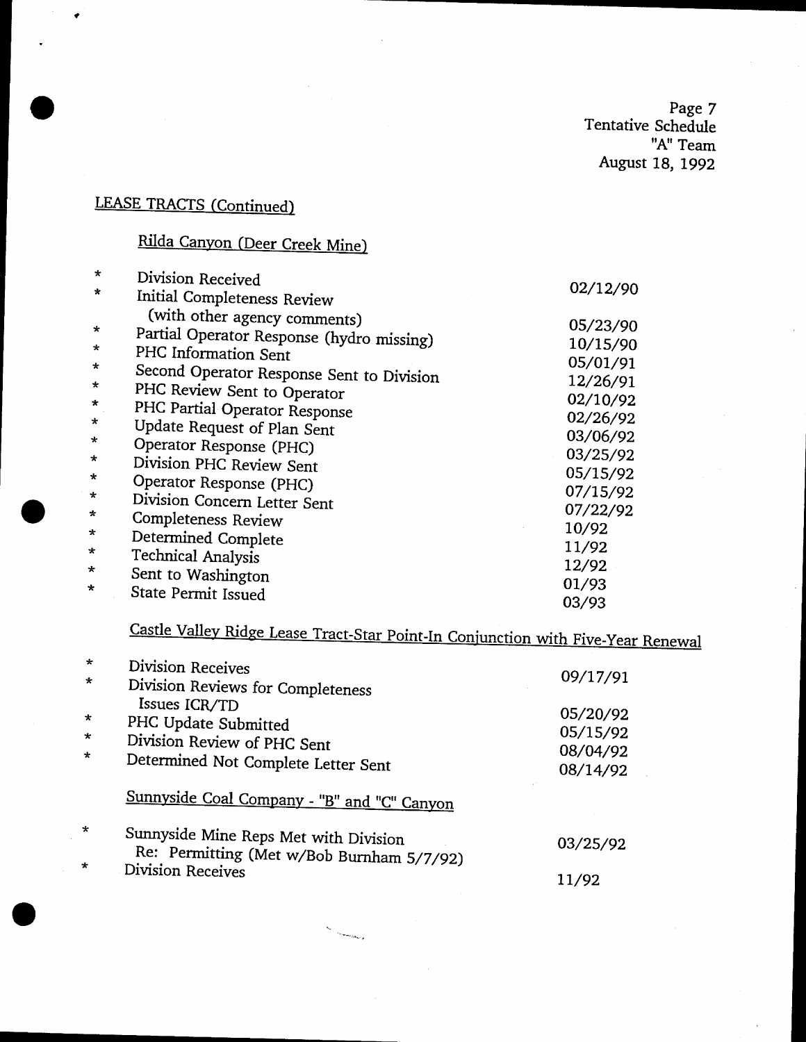Page 7
Tentative Schedule
"A" Team
August 18, 1992

## LEASE TRACTS (Continued)

### Rilda Canyon (Deer Creek Mine)

| | | |
|---|---|---|
| * | Division Received | 02/12/90 |
| * | Initial Completeness Review (with other agency comments) | 05/23/90 |
| * | Partial Operator Response (hydro missing) | 10/15/90 |
| * | PHC Information Sent | 05/01/91 |
| * | Second Operator Response Sent to Division | 12/26/91 |
| * | PHC Review Sent to Operator | 02/10/92 |
| * | PHC Partial Operator Response | 02/26/92 |
| * | Update Request of Plan Sent | 03/06/92 |
| * | Operator Response (PHC) | 03/25/92 |
| * | Division PHC Review Sent | 05/15/92 |
| * | Operator Response (PHC) | 07/15/92 |
| * | Division Concern Letter Sent | 07/22/92 |
| * | Completeness Review | 10/92 |
| * | Determined Complete | 11/92 |
| * | Technical Analysis | 12/92 |
| * | Sent to Washington | 01/93 |
| * | State Permit Issued | 03/93 |

### Castle Valley Ridge Lease Tract-Star Point-In Conjunction with Five-Year Renewal

| | | |
|---|---|---|
| * | Division Receives | 09/17/91 |
| * | Division Reviews for Completeness Issues ICR/TD | 05/20/92 |
| * | PHC Update Submitted | 05/15/92 |
| * | Division Review of PHC Sent | 08/04/92 |
| * | Determined Not Complete Letter Sent | 08/14/92 |

### Sunnyside Coal Company - "B" and "C" Canyon

| | | |
|---|---|---|
| * | Sunnyside Mine Reps Met with Division Re: Permitting (Met w/Bob Burnham 5/7/92) | 03/25/92 |
| * | Division Receives | 11/92 |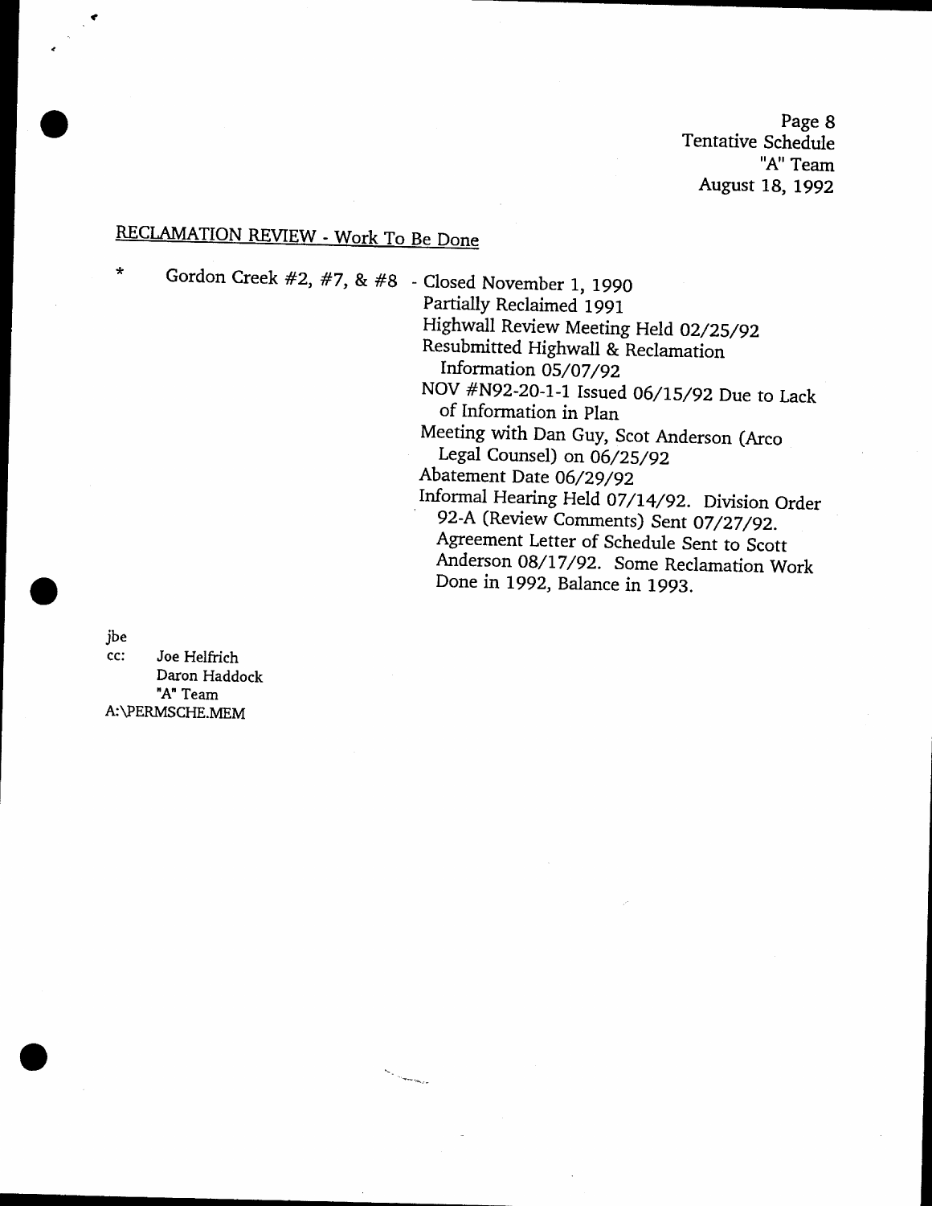Page 8
Tentative Schedule
"A" Team
August 18, 1992

<u>RECLAMATION REVIEW - Work To Be Done</u>

\* Gordon Creek #2, #7, & #8 - Closed November 1, 1990
Partially Reclaimed 1991
Highwall Review Meeting Held 02/25/92
Resubmitted Highwall & Reclamation Information 05/07/92
NOV #N92-20-1-1 Issued 06/15/92 Due to Lack of Information in Plan
Meeting with Dan Guy, Scot Anderson (Arco Legal Counsel) on 06/25/92
Abatement Date 06/29/92
Informal Hearing Held 07/14/92. Division Order 92-A (Review Comments) Sent 07/27/92. Agreement Letter of Schedule Sent to Scott Anderson 08/17/92. Some Reclamation Work Done in 1992, Balance in 1993.

jbe
cc: Joe Helfrich
Daron Haddock
"A" Team
A:\PERMSCHE.MEM